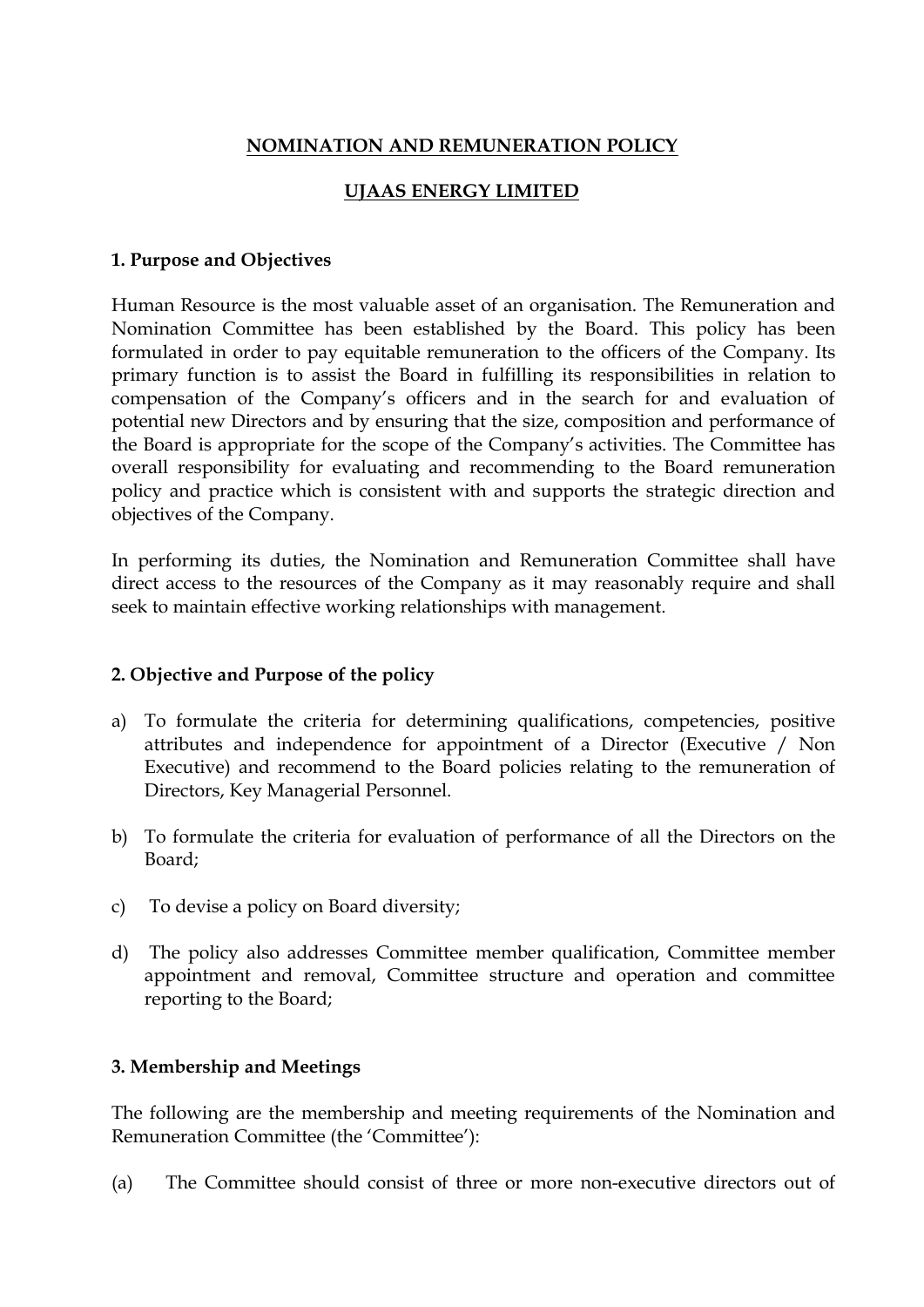# NOMINATION AND REMUNERATION POLICY

# UJAAS ENERGY LIMITED

### 1. Purpose and Objectives

Human Resource is the most valuable asset of an organisation. The Remuneration and Nomination Committee has been established by the Board. This policy has been formulated in order to pay equitable remuneration to the officers of the Company. Its primary function is to assist the Board in fulfilling its responsibilities in relation to compensation of the Company's officers and in the search for and evaluation of potential new Directors and by ensuring that the size, composition and performance of the Board is appropriate for the scope of the Company's activities. The Committee has overall responsibility for evaluating and recommending to the Board remuneration policy and practice which is consistent with and supports the strategic direction and objectives of the Company.

In performing its duties, the Nomination and Remuneration Committee shall have direct access to the resources of the Company as it may reasonably require and shall seek to maintain effective working relationships with management.

### 2. Objective and Purpose of the policy

a) To formulate the criteria for determining qualifications, competencies, positive attributes and independence for appointment of a Director (Executive / Non Executive) and recommend to the Board policies relating to the remuneration of Directors, Key Managerial Personnel.

b) To formulate the criteria for evaluation of performance of all the Directors on the Board;

c) To devise a policy on Board diversity;

d) The policy also addresses Committee member qualification, Committee member appointment and removal, Committee structure and operation and committee reporting to the Board;

### 3. Membership and Meetings

The following are the membership and meeting requirements of the Nomination and Remuneration Committee (the 'Committee'):

(a) The Committee should consist of three or more non-executive directors out of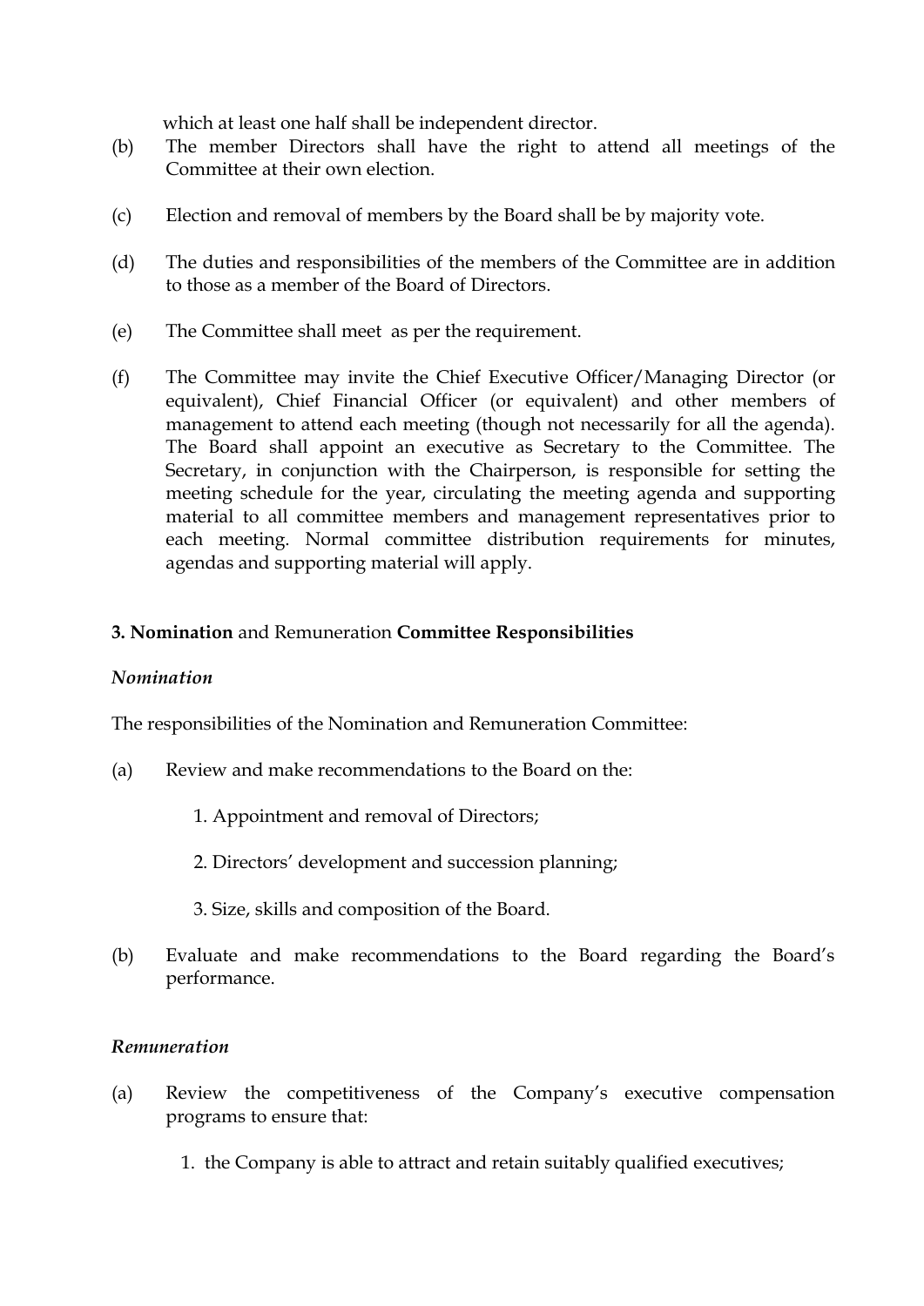which at least one half shall be independent director.

(b) The member Directors shall have the right to attend all meetings of the Committee at their own election.

(c) Election and removal of members by the Board shall be by majority vote.

(d) The duties and responsibilities of the members of the Committee are in addition to those as a member of the Board of Directors.

(e) The Committee shall meet as per the requirement.

(f) The Committee may invite the Chief Executive Officer/Managing Director (or equivalent), Chief Financial Officer (or equivalent) and other members of management to attend each meeting (though not necessarily for all the agenda). The Board shall appoint an executive as Secretary to the Committee. The Secretary, in conjunction with the Chairperson, is responsible for setting the meeting schedule for the year, circulating the meeting agenda and supporting material to all committee members and management representatives prior to each meeting. Normal committee distribution requirements for minutes, agendas and supporting material will apply.

### **3. Nomination** and Remuneration **Committee Responsibilities**

***Nomination***

The responsibilities of the Nomination and Remuneration Committee:

(a) Review and make recommendations to the Board on the:

1. Appointment and removal of Directors;

2. Directors' development and succession planning;

3. Size, skills and composition of the Board.

(b) Evaluate and make recommendations to the Board regarding the Board's performance.

***Remuneration***

(a) Review the competitiveness of the Company's executive compensation programs to ensure that:

1. the Company is able to attract and retain suitably qualified executives;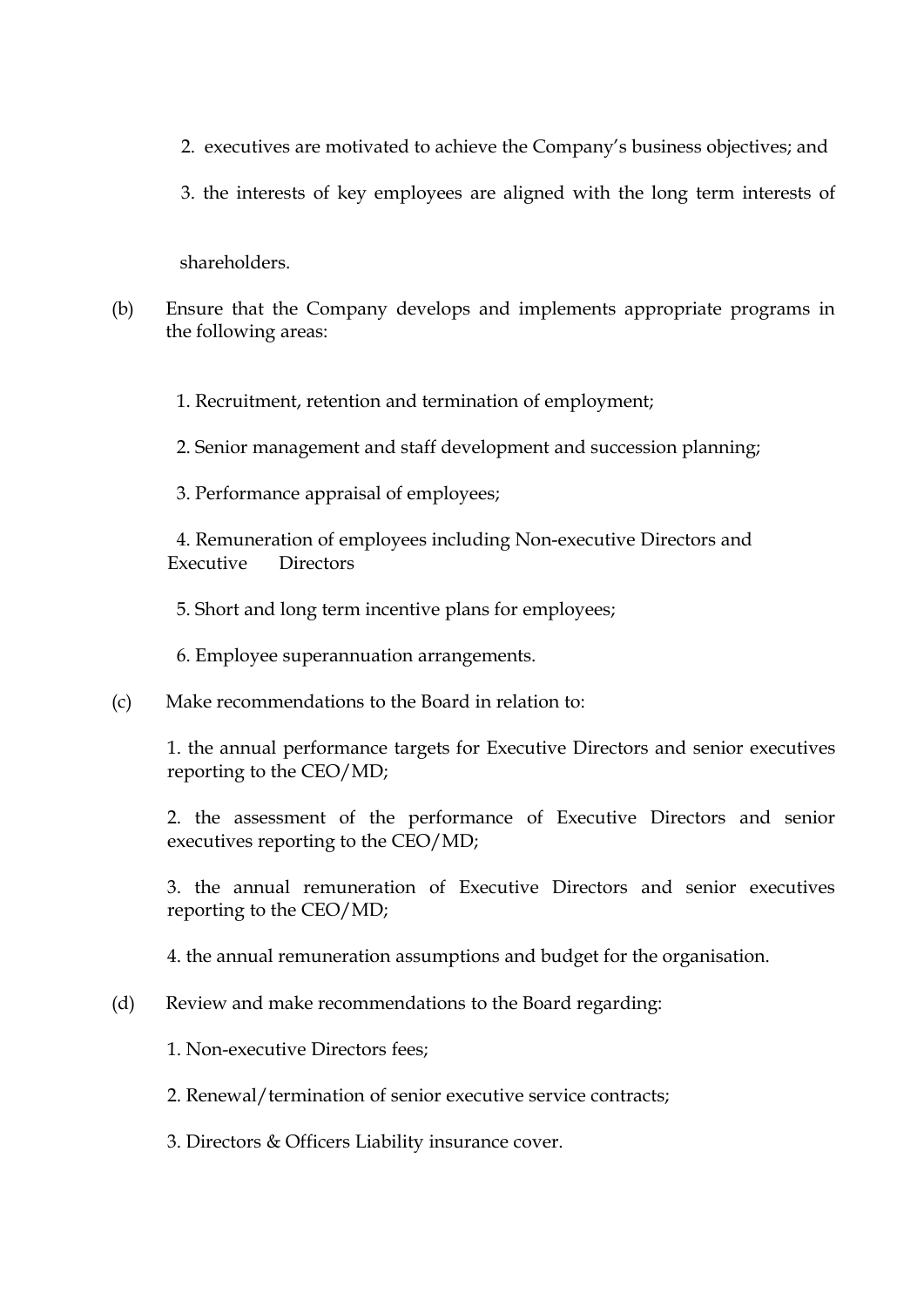2. executives are motivated to achieve the Company's business objectives; and

3. the interests of key employees are aligned with the long term interests of shareholders.

(b) Ensure that the Company develops and implements appropriate programs in the following areas:

1. Recruitment, retention and termination of employment;

2. Senior management and staff development and succession planning;

3. Performance appraisal of employees;

4. Remuneration of employees including Non-executive Directors and Executive Directors

5. Short and long term incentive plans for employees;

6. Employee superannuation arrangements.

(c) Make recommendations to the Board in relation to:

1. the annual performance targets for Executive Directors and senior executives reporting to the CEO/MD;

2. the assessment of the performance of Executive Directors and senior executives reporting to the CEO/MD;

3. the annual remuneration of Executive Directors and senior executives reporting to the CEO/MD;

4. the annual remuneration assumptions and budget for the organisation.

(d) Review and make recommendations to the Board regarding:

1. Non-executive Directors fees;

2. Renewal/termination of senior executive service contracts;

3. Directors & Officers Liability insurance cover.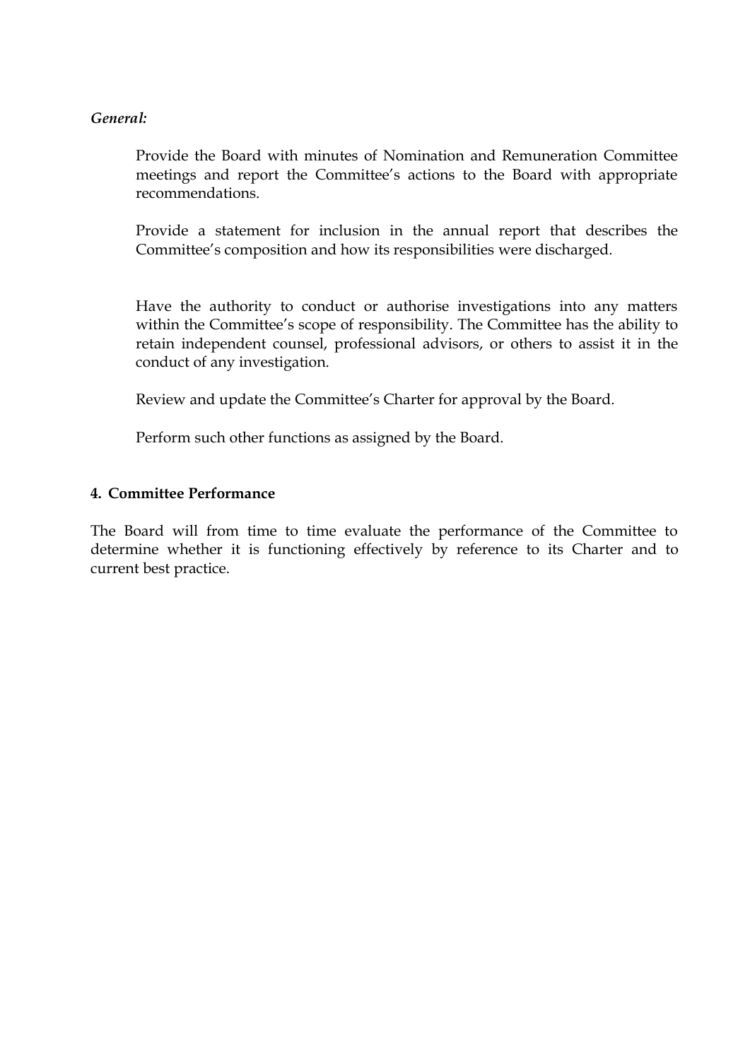*General:*

Provide the Board with minutes of Nomination and Remuneration Committee meetings and report the Committee's actions to the Board with appropriate recommendations.

Provide a statement for inclusion in the annual report that describes the Committee's composition and how its responsibilities were discharged.

Have the authority to conduct or authorise investigations into any matters within the Committee's scope of responsibility. The Committee has the ability to retain independent counsel, professional advisors, or others to assist it in the conduct of any investigation.

Review and update the Committee's Charter for approval by the Board.

Perform such other functions as assigned by the Board.

**4. Committee Performance**

The Board will from time to time evaluate the performance of the Committee to determine whether it is functioning effectively by reference to its Charter and to current best practice.